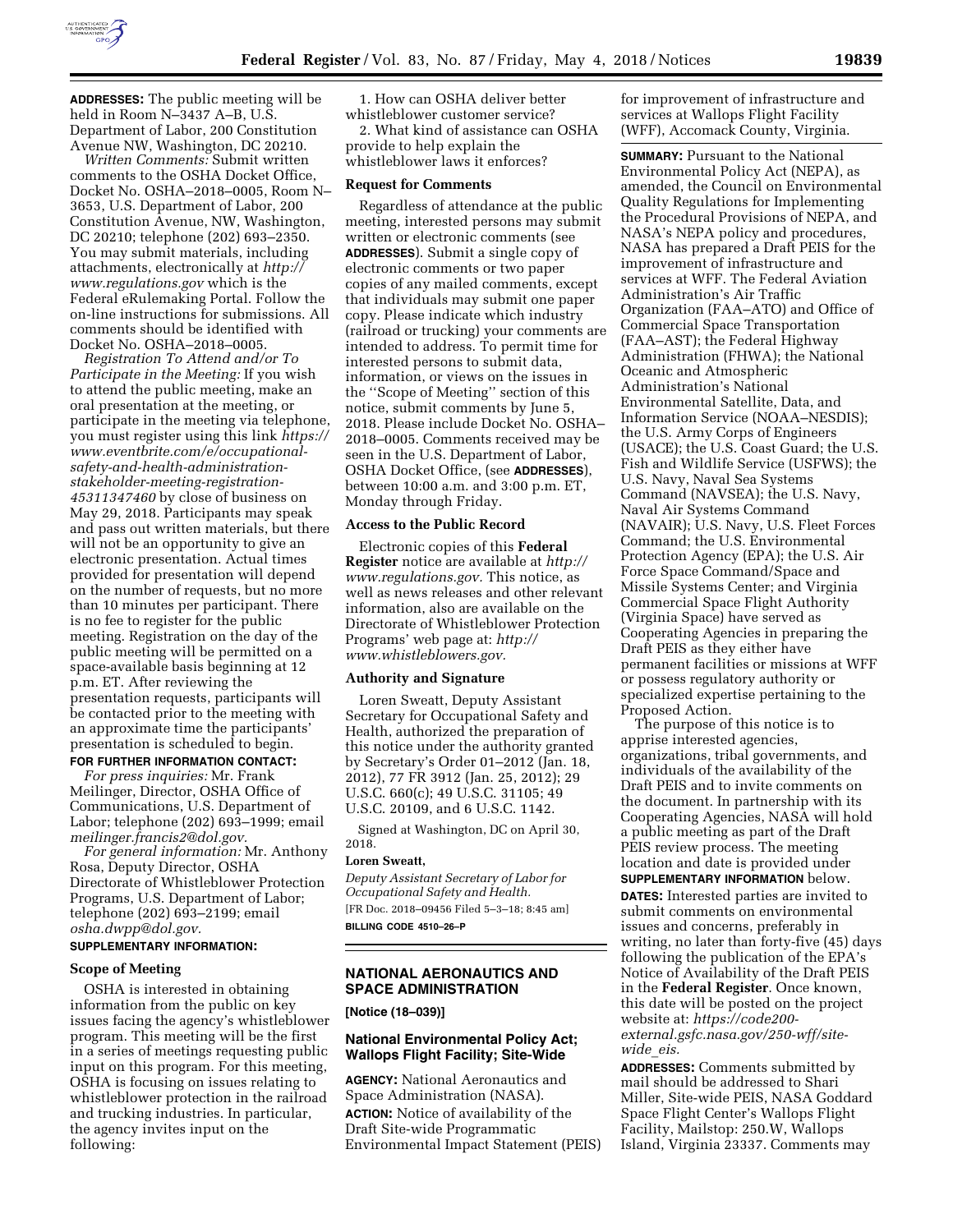**ADDRESSES:** The public meeting will be held in Room N–3437 A–B, U.S. Department of Labor, 200 Constitution Avenue NW, Washington, DC 20210.

*Written Comments:* Submit written comments to the OSHA Docket Office, Docket No. OSHA–2018–0005, Room N–3653, U.S. Department of Labor, 200 Constitution Avenue, NW, Washington, DC 20210; telephone (202) 693–2350. You may submit materials, including attachments, electronically at *http://www.regulations.gov* which is the Federal eRulemaking Portal. Follow the on-line instructions for submissions. All comments should be identified with Docket No. OSHA–2018–0005.

*Registration To Attend and/or To Participate in the Meeting:* If you wish to attend the public meeting, make an oral presentation at the meeting, or participate in the meeting via telephone, you must register using this link *https://www.eventbrite.com/e/occupational-safety-and-health-administration-stakeholder-meeting-registration-45311347460* by close of business on May 29, 2018. Participants may speak and pass out written materials, but there will not be an opportunity to give an electronic presentation. Actual times provided for presentation will depend on the number of requests, but no more than 10 minutes per participant. There is no fee to register for the public meeting. Registration on the day of the public meeting will be permitted on a space-available basis beginning at 12 p.m. ET. After reviewing the presentation requests, participants will be contacted prior to the meeting with an approximate time the participants' presentation is scheduled to begin.

**FOR FURTHER INFORMATION CONTACT:**

*For press inquiries:* Mr. Frank Meilinger, Director, OSHA Office of Communications, U.S. Department of Labor; telephone (202) 693–1999; email *meilinger.francis2@dol.gov.*

*For general information:* Mr. Anthony Rosa, Deputy Director, OSHA Directorate of Whistleblower Protection Programs, U.S. Department of Labor; telephone (202) 693–2199; email *osha.dwpp@dol.gov.*

**SUPPLEMENTARY INFORMATION:**

**Scope of Meeting**

OSHA is interested in obtaining information from the public on key issues facing the agency's whistleblower program. This meeting will be the first in a series of meetings requesting public input on this program. For this meeting, OSHA is focusing on issues relating to whistleblower protection in the railroad and trucking industries. In particular, the agency invites input on the following:

1. How can OSHA deliver better whistleblower customer service?
2. What kind of assistance can OSHA provide to help explain the whistleblower laws it enforces?

**Request for Comments**

Regardless of attendance at the public meeting, interested persons may submit written or electronic comments (see **ADDRESSES**). Submit a single copy of electronic comments or two paper copies of any mailed comments, except that individuals may submit one paper copy. Please indicate which industry (railroad or trucking) your comments are intended to address. To permit time for interested persons to submit data, information, or views on the issues in the ''Scope of Meeting'' section of this notice, submit comments by June 5, 2018. Please include Docket No. OSHA–2018–0005. Comments received may be seen in the U.S. Department of Labor, OSHA Docket Office, (see **ADDRESSES**), between 10:00 a.m. and 3:00 p.m. ET, Monday through Friday.

**Access to the Public Record**

Electronic copies of this **Federal Register** notice are available at *http://www.regulations.gov.* This notice, as well as news releases and other relevant information, also are available on the Directorate of Whistleblower Protection Programs' web page at: *http://www.whistleblowers.gov.*

**Authority and Signature**

Loren Sweatt, Deputy Assistant Secretary for Occupational Safety and Health, authorized the preparation of this notice under the authority granted by Secretary's Order 01–2012 (Jan. 18, 2012), 77 FR 3912 (Jan. 25, 2012); 29 U.S.C. 660(c); 49 U.S.C. 31105; 49 U.S.C. 20109, and 6 U.S.C. 1142.

Signed at Washington, DC on April 30, 2018.

**Loren Sweatt,**

*Deputy Assistant Secretary of Labor for Occupational Safety and Health.*

[FR Doc. 2018–09456 Filed 5–3–18; 8:45 am]

**BILLING CODE 4510–26–P**

## NATIONAL AERONAUTICS AND SPACE ADMINISTRATION

**[Notice (18–039)]**

### National Environmental Policy Act; Wallops Flight Facility; Site-Wide

**AGENCY:** National Aeronautics and Space Administration (NASA).

**ACTION:** Notice of availability of the Draft Site-wide Programmatic Environmental Impact Statement (PEIS) for improvement of infrastructure and services at Wallops Flight Facility (WFF), Accomack County, Virginia.

**SUMMARY:** Pursuant to the National Environmental Policy Act (NEPA), as amended, the Council on Environmental Quality Regulations for Implementing the Procedural Provisions of NEPA, and NASA's NEPA policy and procedures, NASA has prepared a Draft PEIS for the improvement of infrastructure and services at WFF. The Federal Aviation Administration's Air Traffic Organization (FAA–ATO) and Office of Commercial Space Transportation (FAA–AST); the Federal Highway Administration (FHWA); the National Oceanic and Atmospheric Administration's National Environmental Satellite, Data, and Information Service (NOAA–NESDIS); the U.S. Army Corps of Engineers (USACE); the U.S. Coast Guard; the U.S. Fish and Wildlife Service (USFWS); the U.S. Navy, Naval Sea Systems Command (NAVSEA); the U.S. Navy, Naval Air Systems Command (NAVAIR); U.S. Navy, U.S. Fleet Forces Command; the U.S. Environmental Protection Agency (EPA); the U.S. Air Force Space Command/Space and Missile Systems Center; and Virginia Commercial Space Flight Authority (Virginia Space) have served as Cooperating Agencies in preparing the Draft PEIS as they either have permanent facilities or missions at WFF or possess regulatory authority or specialized expertise pertaining to the Proposed Action.

The purpose of this notice is to apprise interested agencies, organizations, tribal governments, and individuals of the availability of the Draft PEIS and to invite comments on the document. In partnership with its Cooperating Agencies, NASA will hold a public meeting as part of the Draft PEIS review process. The meeting location and date is provided under **SUPPLEMENTARY INFORMATION** below.

**DATES:** Interested parties are invited to submit comments on environmental issues and concerns, preferably in writing, no later than forty-five (45) days following the publication of the EPA's Notice of Availability of the Draft PEIS in the **Federal Register**. Once known, this date will be posted on the project website at: *https://code200-external.gsfc.nasa.gov/250-wff/site-wide_eis.*

**ADDRESSES:** Comments submitted by mail should be addressed to Shari Miller, Site-wide PEIS, NASA Goddard Space Flight Center's Wallops Flight Facility, Mailstop: 250.W, Wallops Island, Virginia 23337. Comments may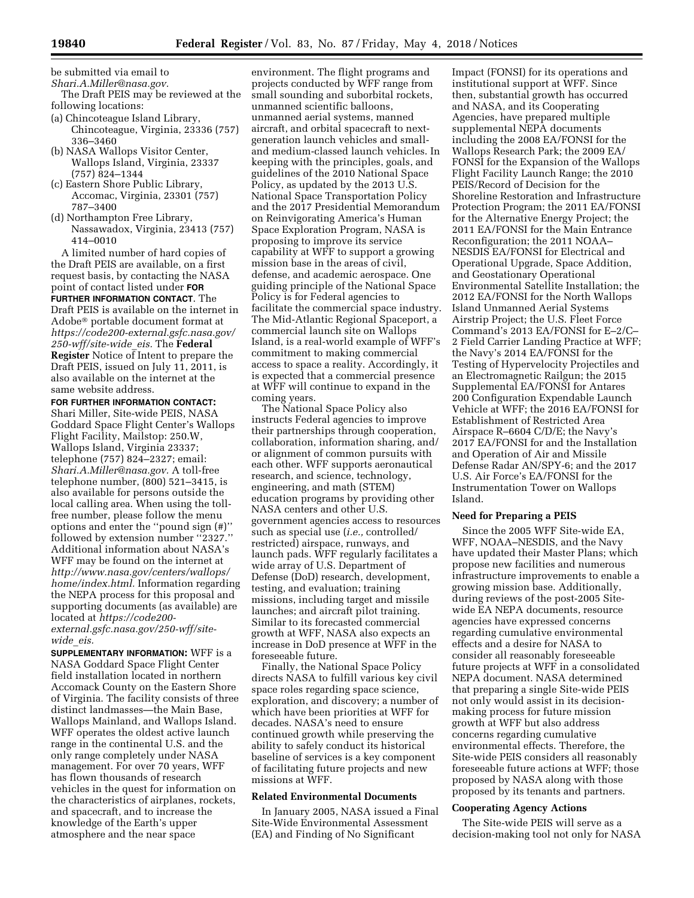be submitted via email to *Shari.A.Miller@nasa.gov.*

The Draft PEIS may be reviewed at the following locations:

(a) Chincoteague Island Library, Chincoteague, Virginia, 23336 (757) 336–3460
(b) NASA Wallops Visitor Center, Wallops Island, Virginia, 23337 (757) 824–1344
(c) Eastern Shore Public Library, Accomac, Virginia, 23301 (757) 787–3400
(d) Northampton Free Library, Nassawadox, Virginia, 23413 (757) 414–0010

A limited number of hard copies of the Draft PEIS are available, on a first request basis, by contacting the NASA point of contact listed under **FOR FURTHER INFORMATION CONTACT**. The Draft PEIS is available on the internet in Adobe® portable document format at *https://code200-external.gsfc.nasa.gov/250-wff/site-wide_eis.* The **Federal Register** Notice of Intent to prepare the Draft PEIS, issued on July 11, 2011, is also available on the internet at the same website address.

**FOR FURTHER INFORMATION CONTACT:** Shari Miller, Site-wide PEIS, NASA Goddard Space Flight Center's Wallops Flight Facility, Mailstop: 250.W, Wallops Island, Virginia 23337; telephone (757) 824–2327; email: *Shari.A.Miller@nasa.gov.* A toll-free telephone number, (800) 521–3415, is also available for persons outside the local calling area. When using the toll-free number, please follow the menu options and enter the ''pound sign (#)'' followed by extension number ''2327.'' Additional information about NASA's WFF may be found on the internet at *http://www.nasa.gov/centers/wallops/home/index.html.* Information regarding the NEPA process for this proposal and supporting documents (as available) are located at *https://code200-external.gsfc.nasa.gov/250-wff/site-wide_eis.*

**SUPPLEMENTARY INFORMATION:** WFF is a NASA Goddard Space Flight Center field installation located in northern Accomack County on the Eastern Shore of Virginia. The facility consists of three distinct landmasses—the Main Base, Wallops Mainland, and Wallops Island. WFF operates the oldest active launch range in the continental U.S. and the only range completely under NASA management. For over 70 years, WFF has flown thousands of research vehicles in the quest for information on the characteristics of airplanes, rockets, and spacecraft, and to increase the knowledge of the Earth's upper atmosphere and the near space environment. The flight programs and projects conducted by WFF range from small sounding and suborbital rockets, unmanned scientific balloons, unmanned aerial systems, manned aircraft, and orbital spacecraft to next-generation launch vehicles and small- and medium-classed launch vehicles. In keeping with the principles, goals, and guidelines of the 2010 National Space Policy, as updated by the 2013 U.S. National Space Transportation Policy and the 2017 Presidential Memorandum on Reinvigorating America's Human Space Exploration Program, NASA is proposing to improve its service capability at WFF to support a growing mission base in the areas of civil, defense, and academic aerospace. One guiding principle of the National Space Policy is for Federal agencies to facilitate the commercial space industry. The Mid-Atlantic Regional Spaceport, a commercial launch site on Wallops Island, is a real-world example of WFF's commitment to making commercial access to space a reality. Accordingly, it is expected that a commercial presence at WFF will continue to expand in the coming years.

The National Space Policy also instructs Federal agencies to improve their partnerships through cooperation, collaboration, information sharing, and/or alignment of common pursuits with each other. WFF supports aeronautical research, and science, technology, engineering, and math (STEM) education programs by providing other NASA centers and other U.S. government agencies access to resources such as special use (*i.e.,* controlled/restricted) airspace, runways, and launch pads. WFF regularly facilitates a wide array of U.S. Department of Defense (DoD) research, development, testing, and evaluation; training missions, including target and missile launches; and aircraft pilot training. Similar to its forecasted commercial growth at WFF, NASA also expects an increase in DoD presence at WFF in the foreseeable future.

Finally, the National Space Policy directs NASA to fulfill various key civil space roles regarding space science, exploration, and discovery; a number of which have been priorities at WFF for decades. NASA's need to ensure continued growth while preserving the ability to safely conduct its historical baseline of services is a key component of facilitating future projects and new missions at WFF.

**Related Environmental Documents**

In January 2005, NASA issued a Final Site-Wide Environmental Assessment (EA) and Finding of No Significant Impact (FONSI) for its operations and institutional support at WFF. Since then, substantial growth has occurred and NASA, and its Cooperating Agencies, have prepared multiple supplemental NEPA documents including the 2008 EA/FONSI for the Wallops Research Park; the 2009 EA/FONSI for the Expansion of the Wallops Flight Facility Launch Range; the 2010 PEIS/Record of Decision for the Shoreline Restoration and Infrastructure Protection Program; the 2011 EA/FONSI for the Alternative Energy Project; the 2011 EA/FONSI for the Main Entrance Reconfiguration; the 2011 NOAA–NESDIS EA/FONSI for Electrical and Operational Upgrade, Space Addition, and Geostationary Operational Environmental Satellite Installation; the 2012 EA/FONSI for the North Wallops Island Unmanned Aerial Systems Airstrip Project; the U.S. Fleet Force Command's 2013 EA/FONSI for E–2/C–2 Field Carrier Landing Practice at WFF; the Navy's 2014 EA/FONSI for the Testing of Hypervelocity Projectiles and an Electromagnetic Railgun; the 2015 Supplemental EA/FONSI for Antares 200 Configuration Expendable Launch Vehicle at WFF; the 2016 EA/FONSI for Establishment of Restricted Area Airspace R–6604 C/D/E; the Navy's 2017 EA/FONSI for and the Installation and Operation of Air and Missile Defense Radar AN/SPY-6; and the 2017 U.S. Air Force's EA/FONSI for the Instrumentation Tower on Wallops Island.

**Need for Preparing a PEIS**

Since the 2005 WFF Site-wide EA, WFF, NOAA–NESDIS, and the Navy have updated their Master Plans; which propose new facilities and numerous infrastructure improvements to enable a growing mission base. Additionally, during reviews of the post-2005 Site-wide EA NEPA documents, resource agencies have expressed concerns regarding cumulative environmental effects and a desire for NASA to consider all reasonably foreseeable future projects at WFF in a consolidated NEPA document. NASA determined that preparing a single Site-wide PEIS not only would assist in its decision-making process for future mission growth at WFF but also address concerns regarding cumulative environmental effects. Therefore, the Site-wide PEIS considers all reasonably foreseeable future actions at WFF; those proposed by NASA along with those proposed by its tenants and partners.

**Cooperating Agency Actions**

The Site-wide PEIS will serve as a decision-making tool not only for NASA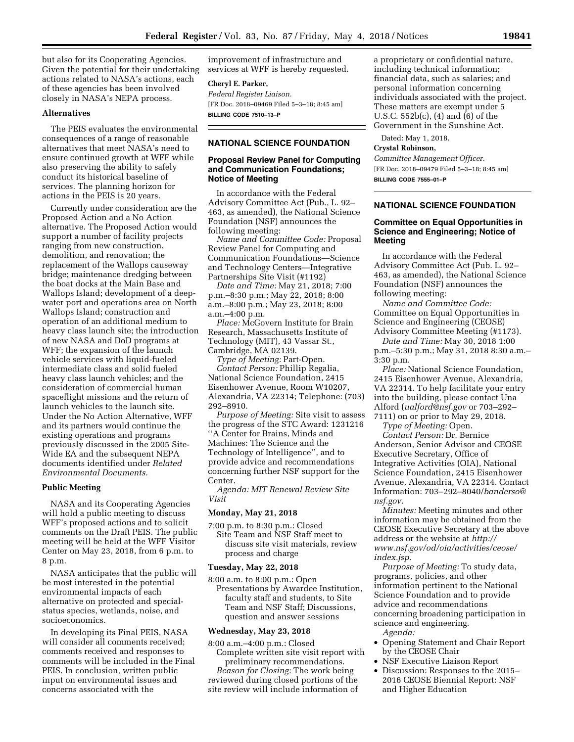but also for its Cooperating Agencies. Given the potential for their undertaking actions related to NASA's actions, each of these agencies has been involved closely in NASA's NEPA process.

**Alternatives**

The PEIS evaluates the environmental consequences of a range of reasonable alternatives that meet NASA's need to ensure continued growth at WFF while also preserving the ability to safely conduct its historical baseline of services. The planning horizon for actions in the PEIS is 20 years.

Currently under consideration are the Proposed Action and a No Action alternative. The Proposed Action would support a number of facility projects ranging from new construction, demolition, and renovation; the replacement of the Wallops causeway bridge; maintenance dredging between the boat docks at the Main Base and Wallops Island; development of a deep-water port and operations area on North Wallops Island; construction and operation of an additional medium to heavy class launch site; the introduction of new NASA and DoD programs at WFF; the expansion of the launch vehicle services with liquid-fueled intermediate class and solid fueled heavy class launch vehicles; and the consideration of commercial human spaceflight missions and the return of launch vehicles to the launch site. Under the No Action Alternative, WFF and its partners would continue the existing operations and programs previously discussed in the 2005 Site-Wide EA and the subsequent NEPA documents identified under *Related Environmental Documents.*

**Public Meeting**

NASA and its Cooperating Agencies will hold a public meeting to discuss WFF's proposed actions and to solicit comments on the Draft PEIS. The public meeting will be held at the WFF Visitor Center on May 23, 2018, from 6 p.m. to 8 p.m.

NASA anticipates that the public will be most interested in the potential environmental impacts of each alternative on protected and special-status species, wetlands, noise, and socioeconomics.

In developing its Final PEIS, NASA will consider all comments received; comments received and responses to comments will be included in the Final PEIS. In conclusion, written public input on environmental issues and concerns associated with the improvement of infrastructure and services at WFF is hereby requested.

**Cheryl E. Parker,**

*Federal Register Liaison.*

[FR Doc. 2018–09469 Filed 5–3–18; 8:45 am]

**BILLING CODE 7510–13–P**

---

## NATIONAL SCIENCE FOUNDATION

### Proposal Review Panel for Computing and Communication Foundations; Notice of Meeting

In accordance with the Federal Advisory Committee Act (Pub., L. 92–463, as amended), the National Science Foundation (NSF) announces the following meeting:

*Name and Committee Code:* Proposal Review Panel for Computing and Communication Foundations—Science and Technology Centers—Integrative Partnerships Site Visit (#1192)

*Date and Time:* May 21, 2018; 7:00 p.m.–8:30 p.m.; May 22, 2018; 8:00 a.m.–8:00 p.m.; May 23, 2018; 8:00 a.m.–4:00 p.m.

*Place:* McGovern Institute for Brain Research, Massachusetts Institute of Technology (MIT), 43 Vassar St., Cambridge, MA 02139.

*Type of Meeting:* Part-Open.

*Contact Person:* Phillip Regalia, National Science Foundation, 2415 Eisenhower Avenue, Room W10207, Alexandria, VA 22314; Telephone: (703) 292–8910.

*Purpose of Meeting:* Site visit to assess the progress of the STC Award: 1231216 ''A Center for Brains, Minds and Machines: The Science and the Technology of Intelligence'', and to provide advice and recommendations concerning further NSF support for the Center.

*Agenda: MIT Renewal Review Site Visit*

**Monday, May 21, 2018**

7:00 p.m. to 8:30 p.m.: Closed
Site Team and NSF Staff meet to discuss site visit materials, review process and charge

**Tuesday, May 22, 2018**

8:00 a.m. to 8:00 p.m.: Open
Presentations by Awardee Institution, faculty staff and students, to Site Team and NSF Staff; Discussions, question and answer sessions

**Wednesday, May 23, 2018**

8:00 a.m.–4:00 p.m.: Closed
Complete written site visit report with preliminary recommendations.

*Reason for Closing:* The work being reviewed during closed portions of the site review will include information of a proprietary or confidential nature, including technical information; financial data, such as salaries; and personal information concerning individuals associated with the project. These matters are exempt under 5 U.S.C. 552b(c), (4) and (6) of the Government in the Sunshine Act.

Dated: May 1, 2018.

**Crystal Robinson,**

*Committee Management Officer.*

[FR Doc. 2018–09479 Filed 5–3–18; 8:45 am]

**BILLING CODE 7555–01–P**

---

## NATIONAL SCIENCE FOUNDATION

### Committee on Equal Opportunities in Science and Engineering; Notice of Meeting

In accordance with the Federal Advisory Committee Act (Pub. L. 92–463, as amended), the National Science Foundation (NSF) announces the following meeting:

*Name and Committee Code:* Committee on Equal Opportunities in Science and Engineering (CEOSE) Advisory Committee Meeting (#1173).

*Date and Time:* May 30, 2018 1:00 p.m.–5:30 p.m.; May 31, 2018 8:30 a.m.–3:30 p.m.

*Place:* National Science Foundation, 2415 Eisenhower Avenue, Alexandria, VA 22314. To help facilitate your entry into the building, please contact Una Alford (*ualford@nsf.gov* or 703–292–7111) on or prior to May 29, 2018.

*Type of Meeting:* Open.

*Contact Person:* Dr. Bernice Anderson, Senior Advisor and CEOSE Executive Secretary, Office of Integrative Activities (OIA), National Science Foundation, 2415 Eisenhower Avenue, Alexandria, VA 22314. Contact Information: 703–292–8040/*banderso@nsf.gov.*

*Minutes:* Meeting minutes and other information may be obtained from the CEOSE Executive Secretary at the above address or the website at *http://www.nsf.gov/od/oia/activities/ceose/index.jsp.*

*Purpose of Meeting:* To study data, programs, policies, and other information pertinent to the National Science Foundation and to provide advice and recommendations concerning broadening participation in science and engineering.

*Agenda:*

- Opening Statement and Chair Report by the CEOSE Chair
- NSF Executive Liaison Report
- Discussion: Responses to the 2015–2016 CEOSE Biennial Report: NSF and Higher Education